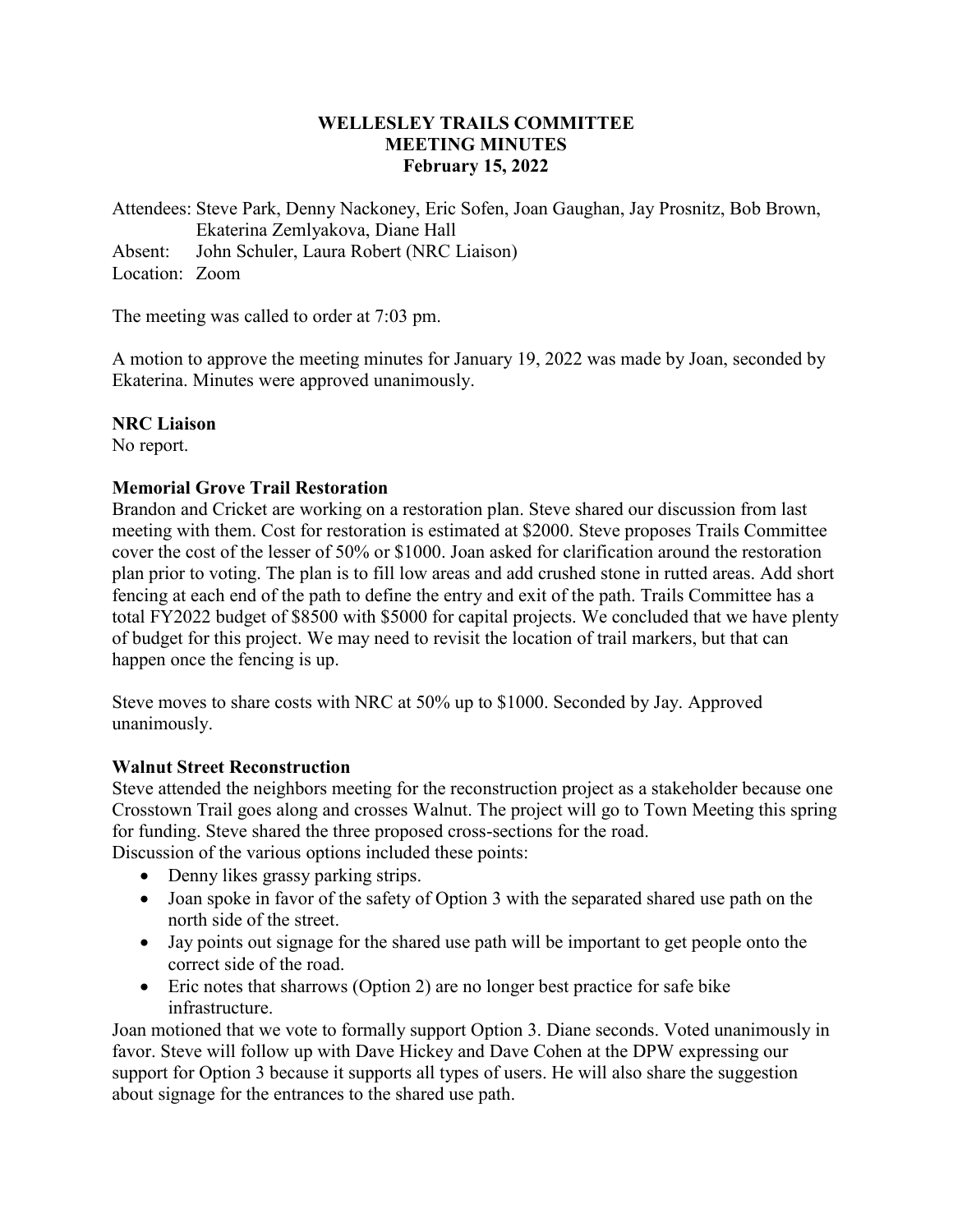# WELLESLEY TRAILS COMMITTEE
# MEETING MINUTES
# February 15, 2022

Attendees: Steve Park, Denny Nackoney, Eric Sofen, Joan Gaughan, Jay Prosnitz, Bob Brown, Ekaterina Zemlyakova, Diane Hall
Absent: John Schuler, Laura Robert (NRC Liaison)
Location: Zoom

The meeting was called to order at 7:03 pm.

A motion to approve the meeting minutes for January 19, 2022 was made by Joan, seconded by Ekaterina. Minutes were approved unanimously.

**NRC Liaison**
No report.

**Memorial Grove Trail Restoration**
Brandon and Cricket are working on a restoration plan. Steve shared our discussion from last meeting with them. Cost for restoration is estimated at $2000. Steve proposes Trails Committee cover the cost of the lesser of 50% or $1000. Joan asked for clarification around the restoration plan prior to voting. The plan is to fill low areas and add crushed stone in rutted areas. Add short fencing at each end of the path to define the entry and exit of the path. Trails Committee has a total FY2022 budget of $8500 with $5000 for capital projects. We concluded that we have plenty of budget for this project. We may need to revisit the location of trail markers, but that can happen once the fencing is up.

Steve moves to share costs with NRC at 50% up to $1000. Seconded by Jay. Approved unanimously.

**Walnut Street Reconstruction**
Steve attended the neighbors meeting for the reconstruction project as a stakeholder because one Crosstown Trail goes along and crosses Walnut. The project will go to Town Meeting this spring for funding. Steve shared the three proposed cross-sections for the road.
Discussion of the various options included these points:

- Denny likes grassy parking strips.
- Joan spoke in favor of the safety of Option 3 with the separated shared use path on the north side of the street.
- Jay points out signage for the shared use path will be important to get people onto the correct side of the road.
- Eric notes that sharrows (Option 2) are no longer best practice for safe bike infrastructure.

Joan motioned that we vote to formally support Option 3. Diane seconds. Voted unanimously in favor. Steve will follow up with Dave Hickey and Dave Cohen at the DPW expressing our support for Option 3 because it supports all types of users. He will also share the suggestion about signage for the entrances to the shared use path.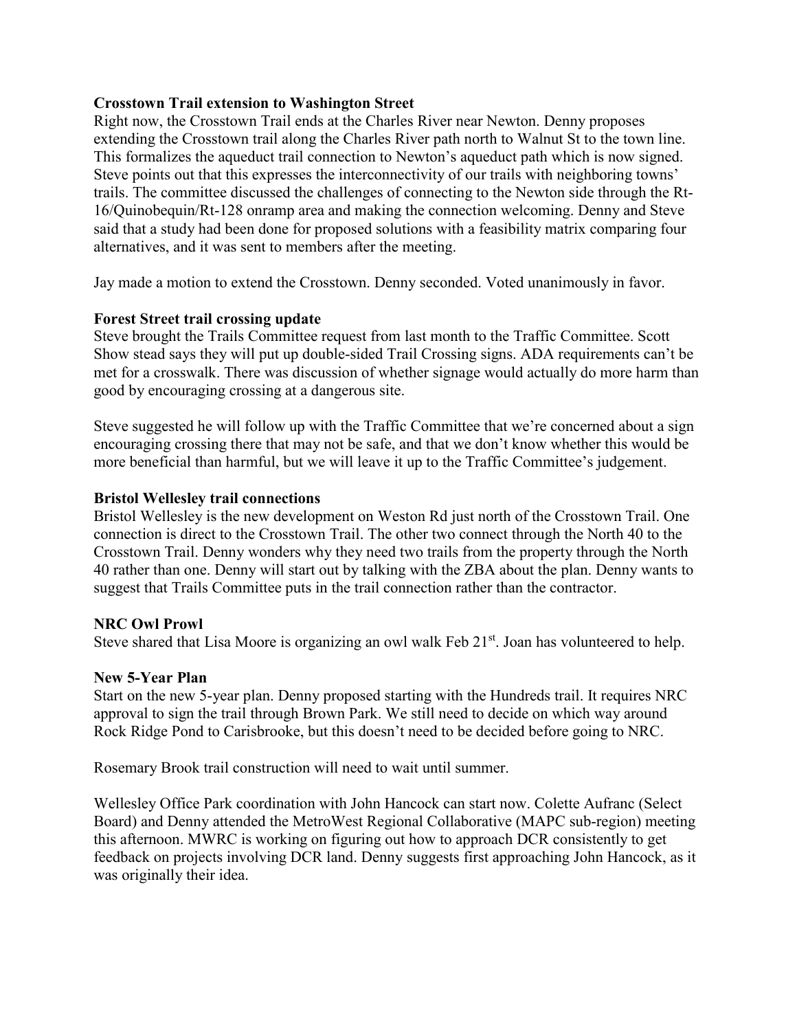**Crosstown Trail extension to Washington Street**

Right now, the Crosstown Trail ends at the Charles River near Newton. Denny proposes extending the Crosstown trail along the Charles River path north to Walnut St to the town line. This formalizes the aqueduct trail connection to Newton's aqueduct path which is now signed. Steve points out that this expresses the interconnectivity of our trails with neighboring towns' trails. The committee discussed the challenges of connecting to the Newton side through the Rt-16/Quinobequin/Rt-128 onramp area and making the connection welcoming. Denny and Steve said that a study had been done for proposed solutions with a feasibility matrix comparing four alternatives, and it was sent to members after the meeting.

Jay made a motion to extend the Crosstown. Denny seconded. Voted unanimously in favor.

**Forest Street trail crossing update**

Steve brought the Trails Committee request from last month to the Traffic Committee. Scott Show stead says they will put up double-sided Trail Crossing signs. ADA requirements can't be met for a crosswalk. There was discussion of whether signage would actually do more harm than good by encouraging crossing at a dangerous site.

Steve suggested he will follow up with the Traffic Committee that we're concerned about a sign encouraging crossing there that may not be safe, and that we don't know whether this would be more beneficial than harmful, but we will leave it up to the Traffic Committee's judgement.

**Bristol Wellesley trail connections**

Bristol Wellesley is the new development on Weston Rd just north of the Crosstown Trail. One connection is direct to the Crosstown Trail. The other two connect through the North 40 to the Crosstown Trail. Denny wonders why they need two trails from the property through the North 40 rather than one. Denny will start out by talking with the ZBA about the plan. Denny wants to suggest that Trails Committee puts in the trail connection rather than the contractor.

**NRC Owl Prowl**

Steve shared that Lisa Moore is organizing an owl walk Feb 21st. Joan has volunteered to help.

**New 5-Year Plan**

Start on the new 5-year plan. Denny proposed starting with the Hundreds trail. It requires NRC approval to sign the trail through Brown Park. We still need to decide on which way around Rock Ridge Pond to Carisbrooke, but this doesn't need to be decided before going to NRC.

Rosemary Brook trail construction will need to wait until summer.

Wellesley Office Park coordination with John Hancock can start now. Colette Aufranc (Select Board) and Denny attended the MetroWest Regional Collaborative (MAPC sub-region) meeting this afternoon. MWRC is working on figuring out how to approach DCR consistently to get feedback on projects involving DCR land. Denny suggests first approaching John Hancock, as it was originally their idea.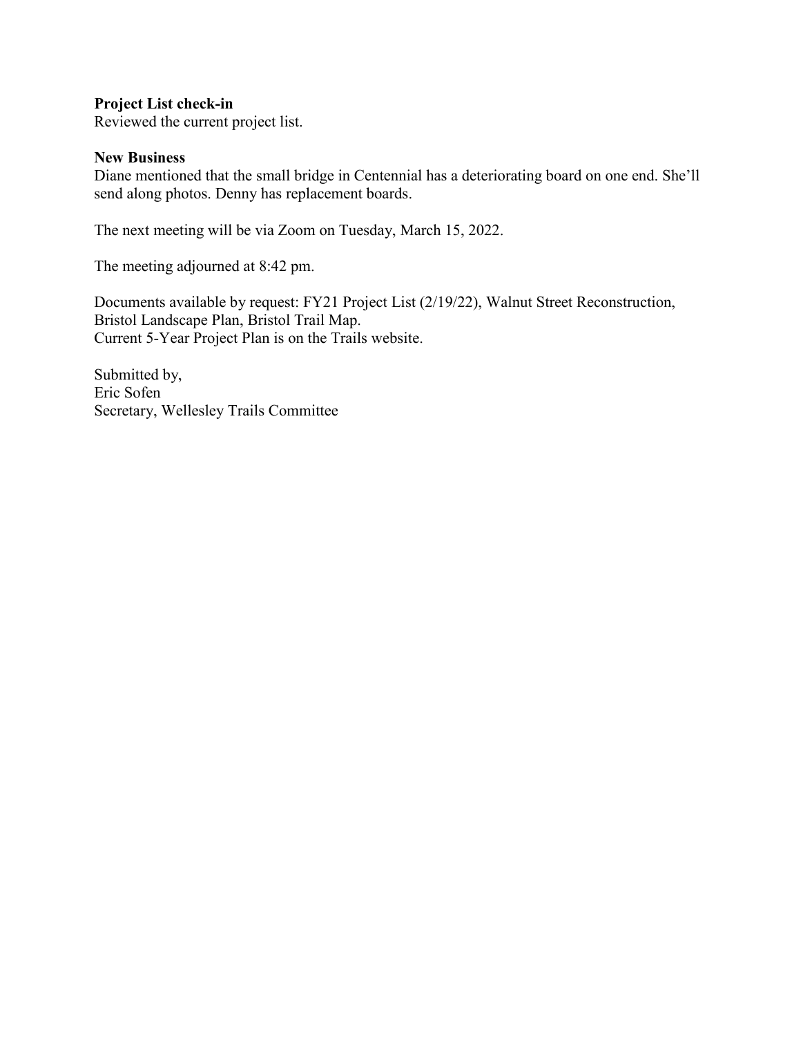**Project List check-in**
Reviewed the current project list.

**New Business**
Diane mentioned that the small bridge in Centennial has a deteriorating board on one end. She'll send along photos. Denny has replacement boards.

The next meeting will be via Zoom on Tuesday, March 15, 2022.

The meeting adjourned at 8:42 pm.

Documents available by request: FY21 Project List (2/19/22), Walnut Street Reconstruction, Bristol Landscape Plan, Bristol Trail Map.
Current 5-Year Project Plan is on the Trails website.

Submitted by,
Eric Sofen
Secretary, Wellesley Trails Committee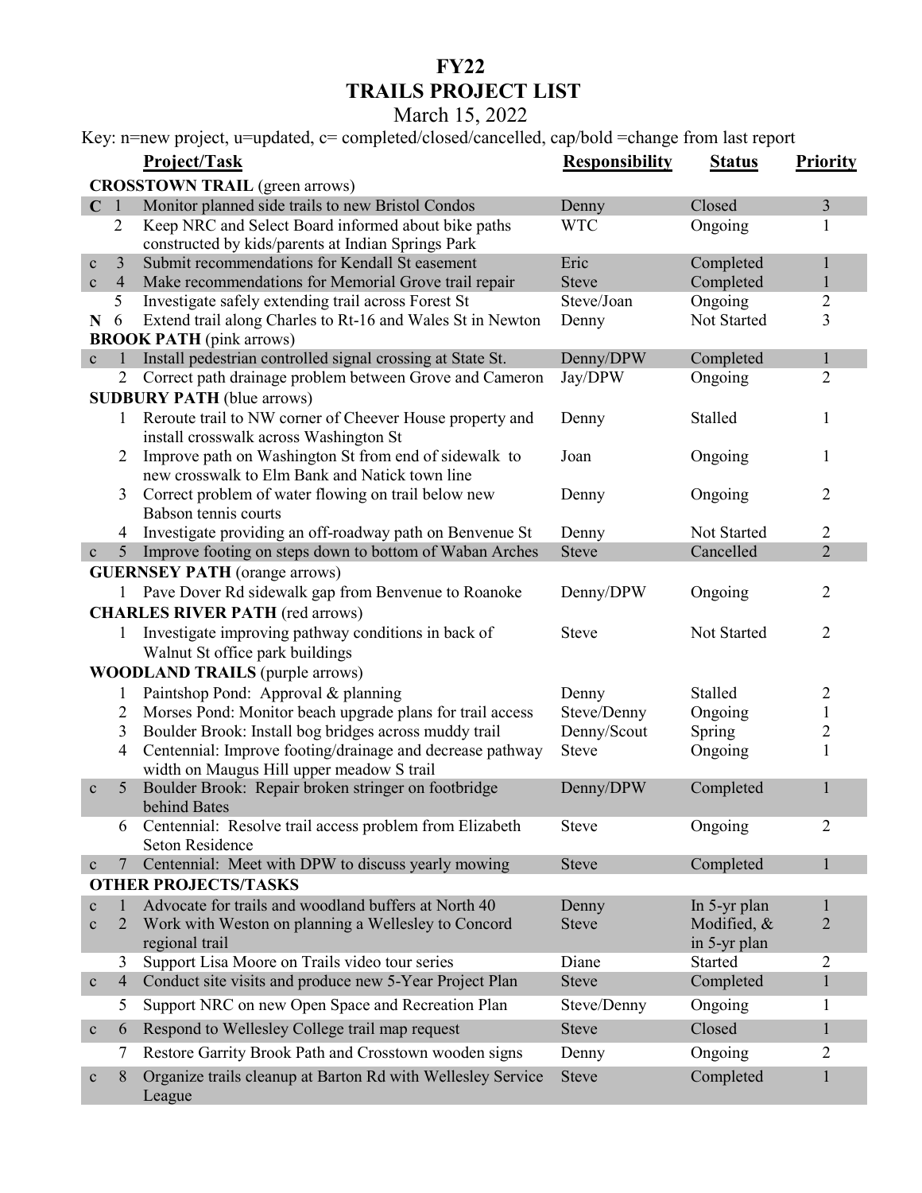# FY22
# TRAILS PROJECT LIST

March 15, 2022

Key: n=new project, u=updated, c= completed/closed/cancelled, cap/bold =change from last report

| | | **Project/Task** | **Responsibility** | **Status** | **Priority** |
|---|---|---|---|---|---|
| **CROSSTOWN TRAIL** (green arrows) | | | | | |
| **C** | 1 | Monitor planned side trails to new Bristol Condos | Denny | Closed | 3 |
| | 2 | Keep NRC and Select Board informed about bike paths constructed by kids/parents at Indian Springs Park | WTC | Ongoing | 1 |
| c | 3 | Submit recommendations for Kendall St easement | Eric | Completed | 1 |
| c | 4 | Make recommendations for Memorial Grove trail repair | Steve | Completed | 1 |
| | 5 | Investigate safely extending trail across Forest St | Steve/Joan | Ongoing | 2 |
| **N** | 6 | Extend trail along Charles to Rt-16 and Wales St in Newton | Denny | Not Started | 3 |
| **BROOK PATH** (pink arrows) | | | | | |
| c | 1 | Install pedestrian controlled signal crossing at State St. | Denny/DPW | Completed | 1 |
| | 2 | Correct path drainage problem between Grove and Cameron | Jay/DPW | Ongoing | 2 |
| **SUDBURY PATH** (blue arrows) | | | | | |
| | 1 | Reroute trail to NW corner of Cheever House property and install crosswalk across Washington St | Denny | Stalled | 1 |
| | 2 | Improve path on Washington St from end of sidewalk to new crosswalk to Elm Bank and Natick town line | Joan | Ongoing | 1 |
| | 3 | Correct problem of water flowing on trail below new Babson tennis courts | Denny | Ongoing | 2 |
| | 4 | Investigate providing an off-roadway path on Benvenue St | Denny | Not Started | 2 |
| c | 5 | Improve footing on steps down to bottom of Waban Arches | Steve | Cancelled | 2 |
| **GUERNSEY PATH** (orange arrows) | | | | | |
| | 1 | Pave Dover Rd sidewalk gap from Benvenue to Roanoke | Denny/DPW | Ongoing | 2 |
| **CHARLES RIVER PATH** (red arrows) | | | | | |
| | 1 | Investigate improving pathway conditions in back of Walnut St office park buildings | Steve | Not Started | 2 |
| **WOODLAND TRAILS** (purple arrows) | | | | | |
| | 1 | Paintshop Pond: Approval & planning | Denny | Stalled | 2 |
| | 2 | Morses Pond: Monitor beach upgrade plans for trail access | Steve/Denny | Ongoing | 1 |
| | 3 | Boulder Brook: Install bog bridges across muddy trail | Denny/Scout | Spring | 2 |
| | 4 | Centennial: Improve footing/drainage and decrease pathway width on Maugus Hill upper meadow S trail | Steve | Ongoing | 1 |
| c | 5 | Boulder Brook: Repair broken stringer on footbridge behind Bates | Denny/DPW | Completed | 1 |
| | 6 | Centennial: Resolve trail access problem from Elizabeth Seton Residence | Steve | Ongoing | 2 |
| c | 7 | Centennial: Meet with DPW to discuss yearly mowing | Steve | Completed | 1 |
| **OTHER PROJECTS/TASKS** | | | | | |
| c | 1 | Advocate for trails and woodland buffers at North 40 | Denny | In 5-yr plan | 1 |
| c | 2 | Work with Weston on planning a Wellesley to Concord regional trail | Steve | Modified, & in 5-yr plan | 2 |
| | 3 | Support Lisa Moore on Trails video tour series | Diane | Started | 2 |
| c | 4 | Conduct site visits and produce new 5-Year Project Plan | Steve | Completed | 1 |
| | 5 | Support NRC on new Open Space and Recreation Plan | Steve/Denny | Ongoing | 1 |
| c | 6 | Respond to Wellesley College trail map request | Steve | Closed | 1 |
| | 7 | Restore Garrity Brook Path and Crosstown wooden signs | Denny | Ongoing | 2 |
| c | 8 | Organize trails cleanup at Barton Rd with Wellesley Service League | Steve | Completed | 1 |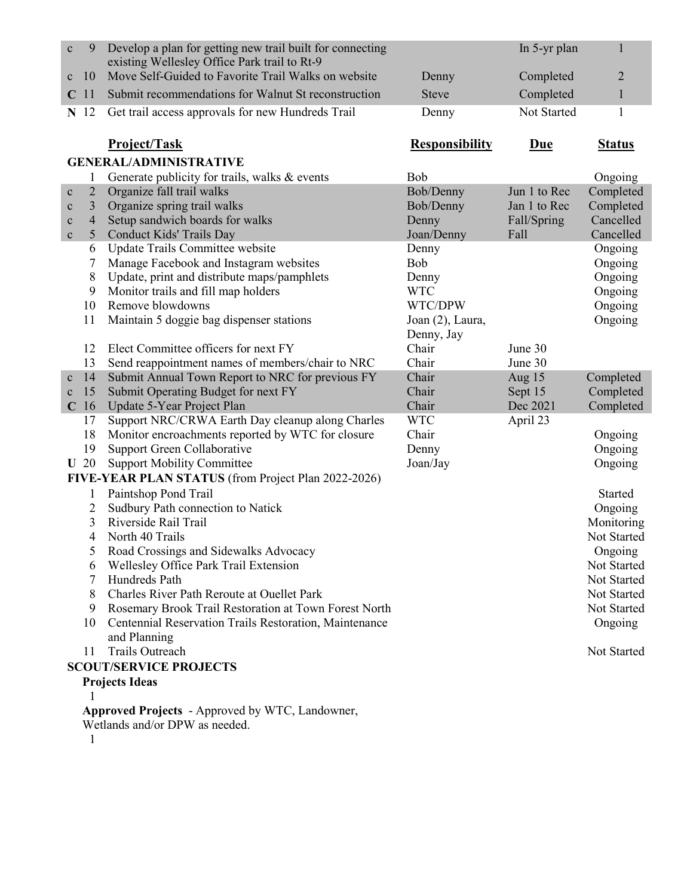| | | | | | |
|---|---|---|---|---|---|
| c | 9 | Develop a plan for getting new trail built for connecting existing Wellesley Office Park trail to Rt-9 | | In 5-yr plan | 1 |
| c | 10 | Move Self-Guided to Favorite Trail Walks on website | Denny | Completed | 2 |
| **C** | 11 | Submit recommendations for Walnut St reconstruction | Steve | Completed | 1 |
| **N** | 12 | Get trail access approvals for new Hundreds Trail | Denny | Not Started | 1 |

| | | **Project/Task** | **Responsibility** | **Due** | **Status** |
|---|---|---|---|---|---|
| | | **GENERAL/ADMINISTRATIVE** | | | |
| | 1 | Generate publicity for trails, walks & events | Bob | | Ongoing |
| c | 2 | Organize fall trail walks | Bob/Denny | Jun 1 to Rec | Completed |
| c | 3 | Organize spring trail walks | Bob/Denny | Jan 1 to Rec | Completed |
| c | 4 | Setup sandwich boards for walks | Denny | Fall/Spring | Cancelled |
| c | 5 | Conduct Kids' Trails Day | Joan/Denny | Fall | Cancelled |
| | 6 | Update Trails Committee website | Denny | | Ongoing |
| | 7 | Manage Facebook and Instagram websites | Bob | | Ongoing |
| | 8 | Update, print and distribute maps/pamphlets | Denny | | Ongoing |
| | 9 | Monitor trails and fill map holders | WTC | | Ongoing |
| | 10 | Remove blowdowns | WTC/DPW | | Ongoing |
| | 11 | Maintain 5 doggie bag dispenser stations | Joan (2), Laura, Denny, Jay | | Ongoing |
| | 12 | Elect Committee officers for next FY | Chair | June 30 | |
| | 13 | Send reappointment names of members/chair to NRC | Chair | June 30 | |
| c | 14 | Submit Annual Town Report to NRC for previous FY | Chair | Aug 15 | Completed |
| c | 15 | Submit Operating Budget for next FY | Chair | Sept 15 | Completed |
| **C** | 16 | Update 5-Year Project Plan | Chair | Dec 2021 | Completed |
| | 17 | Support NRC/CRWA Earth Day cleanup along Charles | WTC | April 23 | |
| | 18 | Monitor encroachments reported by WTC for closure | Chair | | Ongoing |
| | 19 | Support Green Collaborative | Denny | | Ongoing |
| **U** | 20 | Support Mobility Committee | Joan/Jay | | Ongoing |
| | | **FIVE-YEAR PLAN STATUS** (from Project Plan 2022-2026) | | | |
| | 1 | Paintshop Pond Trail | | | Started |
| | 2 | Sudbury Path connection to Natick | | | Ongoing |
| | 3 | Riverside Rail Trail | | | Monitoring |
| | 4 | North 40 Trails | | | Not Started |
| | 5 | Road Crossings and Sidewalks Advocacy | | | Ongoing |
| | 6 | Wellesley Office Park Trail Extension | | | Not Started |
| | 7 | Hundreds Path | | | Not Started |
| | 8 | Charles River Path Reroute at Ouellet Park | | | Not Started |
| | 9 | Rosemary Brook Trail Restoration at Town Forest North | | | Not Started |
| | 10 | Centennial Reservation Trails Restoration, Maintenance and Planning | | | Ongoing |
| | 11 | Trails Outreach | | | Not Started |

**SCOUT/SERVICE PROJECTS**

**Projects Ideas**

1

**Approved Projects** - Approved by WTC, Landowner, Wetlands and/or DPW as needed.

1